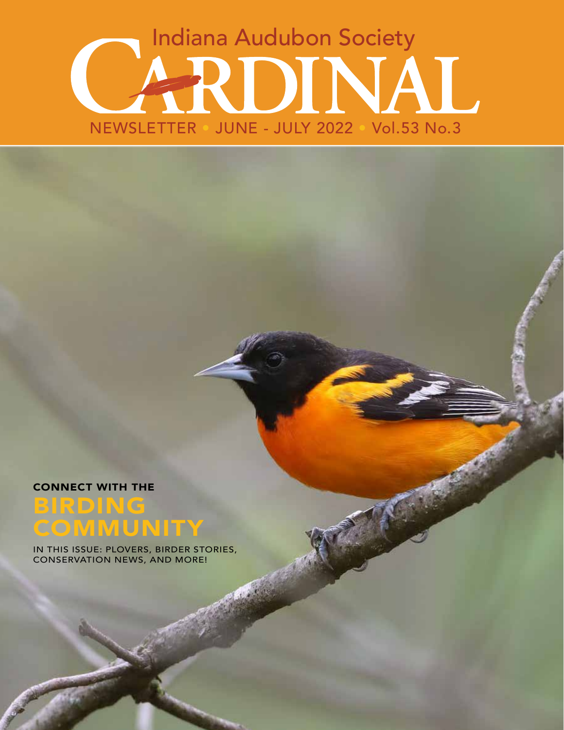Indana Audubon Society

# CARDINAL

NEWSLETTER • JUNE - JULY 2022 • Vol.53 No.3

**CONNECT WITH THE**

## BIRDING COMMUNITY

IN THIS ISSUE: PLOVERS, BIRDER STORIES, CONSERVATION NEWS, AND MORE!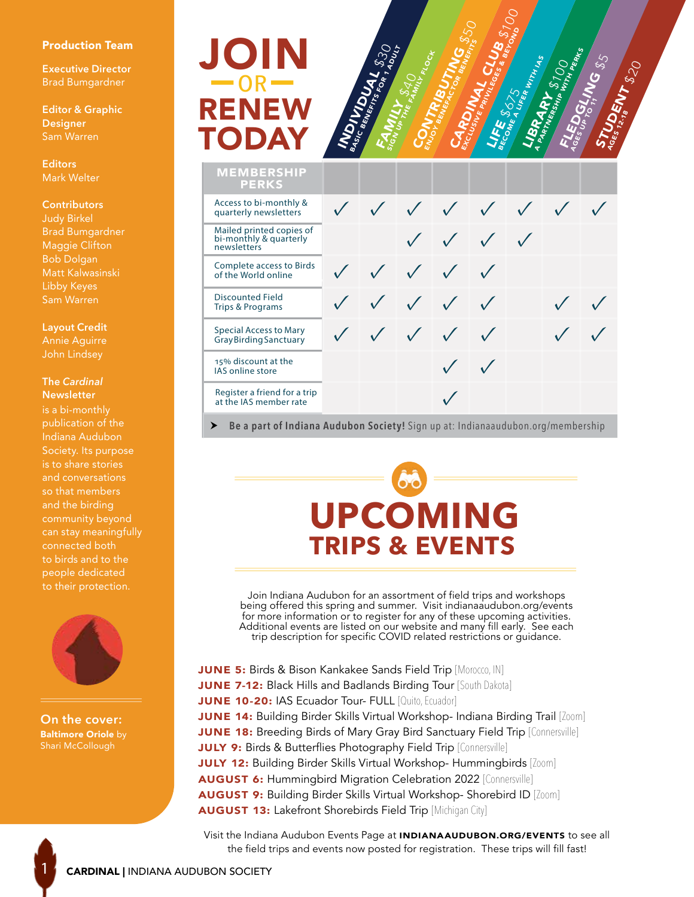**Production Team**

**Executive Director**
Brad Bumgardner

**Editor & Graphic Designer**
Sam Warren

**Editors**
Mark Welter

**Contributors**
Judy Birkel
Brad Bumgardner
Maggie Clifton
Bob Dolgan
Matt Kalwasinski
Libby Keyes
Sam Warren

**Layout Credit**
Annie Aguirre
John Lindsey

**The *Cardinal* Newsletter**
is a bi-monthly publication of the Indiana Audubon Society. Its purpose is to share stories and conversations so that members and the birding community beyond can stay meaningfully connected both to birds and to the people dedicated to their protection.

**On the cover:**
**Baltimore Oriole** by Shari McCollough

# JOIN — OR — RENEW TODAY

| MEMBERSHIP PERKS | INDIVIDUAL $30 Basic benefits for 1 adult | FAMILY $40 Sign up the family flock | CONTRIBUTING $50 Enjoy benefactor benefits | CARDINAL CLUB $100 Exclusive privileges & beyond | LIFE $675 Become a lifer with IAS | LIBRARY $100 A partnership with perks | FLEDGLING $5 Ages up to 11 | STUDENT $20 Ages 12-18 |
|---|---|---|---|---|---|---|---|---|
| Access to bi-monthly & quarterly newsletters | ✓ | ✓ | ✓ | ✓ | ✓ | ✓ | ✓ | ✓ |
| Mailed printed copies of bi-monthly & quarterly newsletters | | | ✓ | ✓ | ✓ | ✓ | | |
| Complete access to Birds of the World online | ✓ | ✓ | ✓ | ✓ | ✓ | | | |
| Discounted Field Trips & Programs | ✓ | ✓ | ✓ | ✓ | ✓ | | ✓ | ✓ |
| Special Access to Mary Gray Birding Sanctuary | ✓ | ✓ | ✓ | ✓ | ✓ | | ✓ | ✓ |
| 15% discount at the IAS online store | | | | ✓ | ✓ | | | |
| Register a friend for a trip at the IAS member rate | | | | ✓ | | | | |

➤ **Be a part of Indiana Audubon Society!** Sign up at: Indianaaudubon.org/membership

# UPCOMING TRIPS & EVENTS

Join Indiana Audubon for an assortment of field trips and workshops being offered this spring and summer. Visit indianaaudubon.org/events for more information or to register for any of these upcoming activities. Additional events are listed on our website and many fill early. See each trip description for specific COVID related restrictions or guidance.

**JUNE 5:** Birds & Bison Kankakee Sands Field Trip [Morocco, IN]
**JUNE 7-12:** Black Hills and Badlands Birding Tour [South Dakota]
**JUNE 10-20:** IAS Ecuador Tour- FULL [Quito, Ecuador]
**JUNE 14:** Building Birder Skills Virtual Workshop- Indiana Birding Trail [Zoom]
**JUNE 18:** Breeding Birds of Mary Gray Bird Sanctuary Field Trip [Connersville]
**JULY 9:** Birds & Butterflies Photography Field Trip [Connersville]
**JULY 12:** Building Birder Skills Virtual Workshop- Hummingbirds [Zoom]
**AUGUST 6:** Hummingbird Migration Celebration 2022 [Connersville]
**AUGUST 9:** Building Birder Skills Virtual Workshop- Shorebird ID [Zoom]
**AUGUST 13:** Lakefront Shorebirds Field Trip [Michigan City]

Visit the Indiana Audubon Events Page at **INDIANAAUDUBON.ORG/EVENTS** to see all the field trips and events now posted for registration. These trips will fill fast!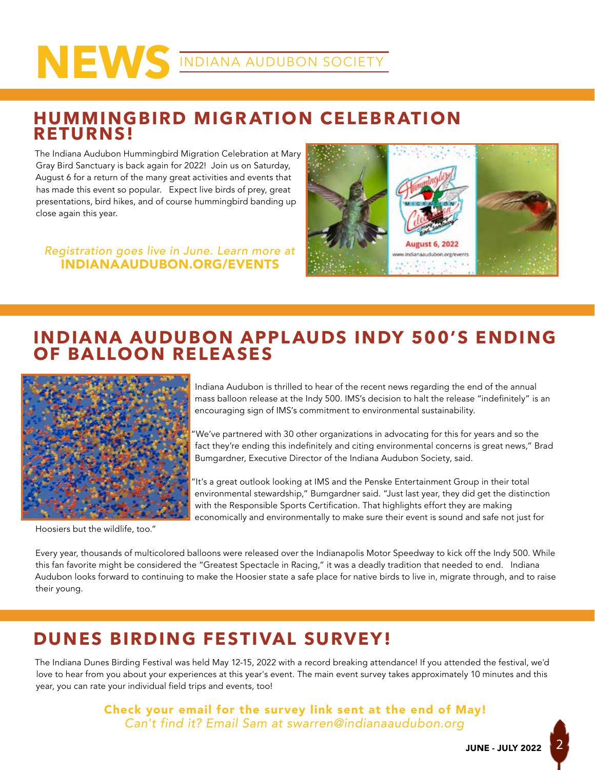# NEWS INDIANA AUDUBON SOCIETY

## HUMMINGBIRD MIGRATION CELEBRATION RETURNS!

The Indiana Audubon Hummingbird Migration Celebration at Mary Gray Bird Sanctuary is back again for 2022! Join us on Saturday, August 6 for a return of the many great activities and events that has made this event so popular. Expect live birds of prey, great presentations, bird hikes, and of course hummingbird banding up close again this year.

*Registration goes live in June. Learn more at* **INDIANAAUDUBON.ORG/EVENTS**

## INDIANA AUDUBON APPLAUDS INDY 500'S ENDING OF BALLOON RELEASES

Indiana Audubon is thrilled to hear of the recent news regarding the end of the annual mass balloon release at the Indy 500. IMS's decision to halt the release "indefinitely" is an encouraging sign of IMS's commitment to environmental sustainability.

"We've partnered with 30 other organizations in advocating for this for years and so the fact they're ending this indefinitely and citing environmental concerns is great news," Brad Bumgardner, Executive Director of the Indiana Audubon Society, said.

"It's a great outlook looking at IMS and the Penske Entertainment Group in their total environmental stewardship," Bumgardner said. "Just last year, they did get the distinction with the Responsible Sports Certification. That highlights effort they are making economically and environmentally to make sure their event is sound and safe not just for Hoosiers but the wildlife, too."

Every year, thousands of multicolored balloons were released over the Indianapolis Motor Speedway to kick off the Indy 500. While this fan favorite might be considered the "Greatest Spectacle in Racing," it was a deadly tradition that needed to end. Indiana Audubon looks forward to continuing to make the Hoosier state a safe place for native birds to live in, migrate through, and to raise their young.

## DUNES BIRDING FESTIVAL SURVEY!

The Indiana Dunes Birding Festival was held May 12-15, 2022 with a record breaking attendance! If you attended the festival, we'd love to hear from you about your experiences at this year's event. The main event survey takes approximately 10 minutes and this year, you can rate your individual field trips and events, too!

**Check your email for the survey link sent at the end of May!**
*Can't find it? Email Sam at swarren@indianaaudubon.org*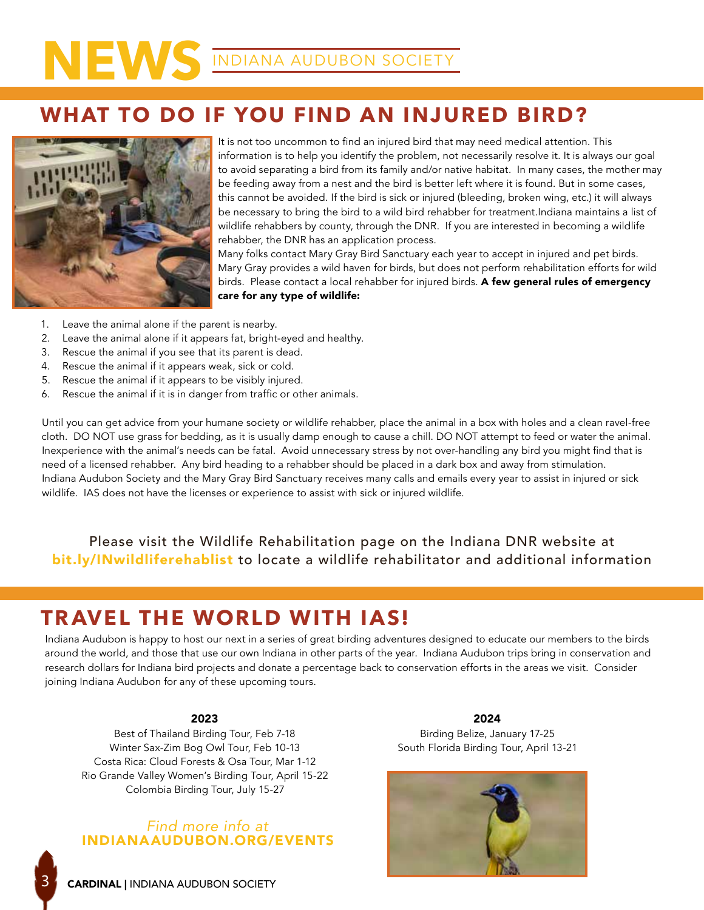# NEWS INDIANA AUDUBON SOCIETY

## WHAT TO DO IF YOU FIND AN INJURED BIRD?

It is not too uncommon to find an injured bird that may need medical attention. This information is to help you identify the problem, not necessarily resolve it. It is always our goal to avoid separating a bird from its family and/or native habitat. In many cases, the mother may be feeding away from a nest and the bird is better left where it is found. But in some cases, this cannot be avoided. If the bird is sick or injured (bleeding, broken wing, etc.) it will always be necessary to bring the bird to a wild bird rehabber for treatment.Indiana maintains a list of wildlife rehabbers by county, through the DNR. If you are interested in becoming a wildlife rehabber, the DNR has an application process.

Many folks contact Mary Gray Bird Sanctuary each year to accept in injured and pet birds. Mary Gray provides a wild haven for birds, but does not perform rehabilitation efforts for wild birds. Please contact a local rehabber for injured birds. **A few general rules of emergency care for any type of wildlife:**

1. Leave the animal alone if the parent is nearby.
2. Leave the animal alone if it appears fat, bright-eyed and healthy.
3. Rescue the animal if you see that its parent is dead.
4. Rescue the animal if it appears weak, sick or cold.
5. Rescue the animal if it appears to be visibly injured.
6. Rescue the animal if it is in danger from traffic or other animals.

Until you can get advice from your humane society or wildlife rehabber, place the animal in a box with holes and a clean ravel-free cloth. DO NOT use grass for bedding, as it is usually damp enough to cause a chill. DO NOT attempt to feed or water the animal. Inexperience with the animal's needs can be fatal. Avoid unnecessary stress by not over-handling any bird you might find that is need of a licensed rehabber. Any bird heading to a rehabber should be placed in a dark box and away from stimulation. Indiana Audubon Society and the Mary Gray Bird Sanctuary receives many calls and emails every year to assist in injured or sick wildlife. IAS does not have the licenses or experience to assist with sick or injured wildlife.

Please visit the Wildlife Rehabilitation page on the Indiana DNR website at **bit.ly/INwildliferehablist** to locate a wildlife rehabilitator and additional information

## TRAVEL THE WORLD WITH IAS!

Indiana Audubon is happy to host our next in a series of great birding adventures designed to educate our members to the birds around the world, and those that use our own Indiana in other parts of the year. Indiana Audubon trips bring in conservation and research dollars for Indiana bird projects and donate a percentage back to conservation efforts in the areas we visit. Consider joining Indiana Audubon for any of these upcoming tours.

**2023**

Best of Thailand Birding Tour, Feb 7-18
Winter Sax-Zim Bog Owl Tour, Feb 10-13
Costa Rica: Cloud Forests & Osa Tour, Mar 1-12
Rio Grande Valley Women's Birding Tour, April 15-22
Colombia Birding Tour, July 15-27

**2024**

Birding Belize, January 17-25
South Florida Birding Tour, April 13-21

*Find more info at*
**INDIANAAUDUBON.ORG/EVENTS**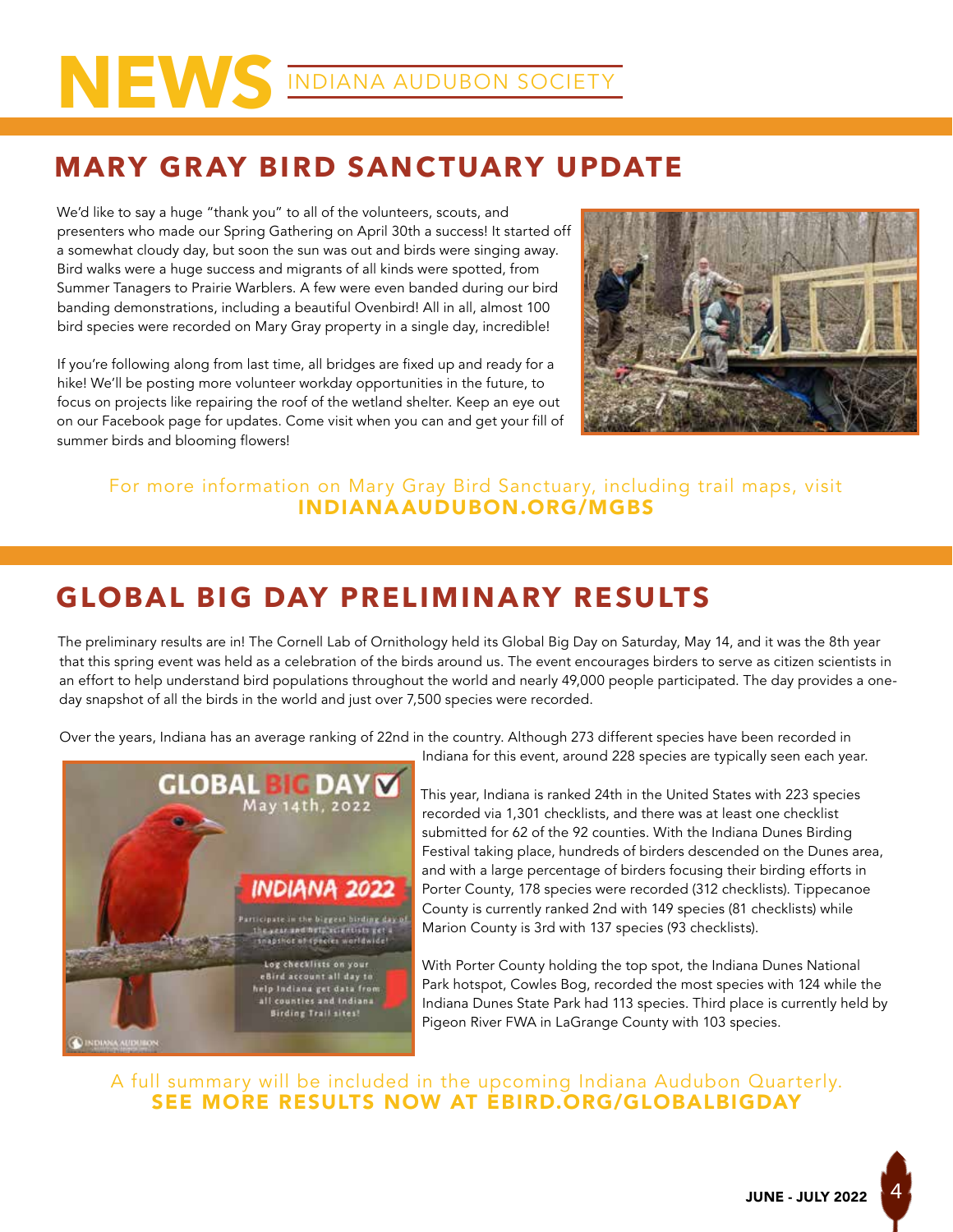# NEWS INDIANA AUDUBON SOCIETY

## MARY GRAY BIRD SANCTUARY UPDATE

We'd like to say a huge "thank you" to all of the volunteers, scouts, and presenters who made our Spring Gathering on April 30th a success! It started off a somewhat cloudy day, but soon the sun was out and birds were singing away. Bird walks were a huge success and migrants of all kinds were spotted, from Summer Tanagers to Prairie Warblers. A few were even banded during our bird banding demonstrations, including a beautiful Ovenbird! All in all, almost 100 bird species were recorded on Mary Gray property in a single day, incredible!

If you're following along from last time, all bridges are fixed up and ready for a hike! We'll be posting more volunteer workday opportunities in the future, to focus on projects like repairing the roof of the wetland shelter. Keep an eye out on our Facebook page for updates. Come visit when you can and get your fill of summer birds and blooming flowers!

For more information on Mary Gray Bird Sanctuary, including trail maps, visit
**INDIANAAUDUBON.ORG/MGBS**

## GLOBAL BIG DAY PRELIMINARY RESULTS

The preliminary results are in! The Cornell Lab of Ornithology held its Global Big Day on Saturday, May 14, and it was the 8th year that this spring event was held as a celebration of the birds around us. The event encourages birders to serve as citizen scientists in an effort to help understand bird populations throughout the world and nearly 49,000 people participated. The day provides a one-day snapshot of all the birds in the world and just over 7,500 species were recorded.

Over the years, Indiana has an average ranking of 22nd in the country. Although 273 different species have been recorded in Indiana for this event, around 228 species are typically seen each year.

This year, Indiana is ranked 24th in the United States with 223 species recorded via 1,301 checklists, and there was at least one checklist submitted for 62 of the 92 counties. With the Indiana Dunes Birding Festival taking place, hundreds of birders descended on the Dunes area, and with a large percentage of birders focusing their birding efforts in Porter County, 178 species were recorded (312 checklists). Tippecanoe County is currently ranked 2nd with 149 species (81 checklists) while Marion County is 3rd with 137 species (93 checklists).

With Porter County holding the top spot, the Indiana Dunes National Park hotspot, Cowles Bog, recorded the most species with 124 while the Indiana Dunes State Park had 113 species. Third place is currently held by Pigeon River FWA in LaGrange County with 103 species.

A full summary will be included in the upcoming Indiana Audubon Quarterly.
**SEE MORE RESULTS NOW AT EBIRD.ORG/GLOBALBIGDAY**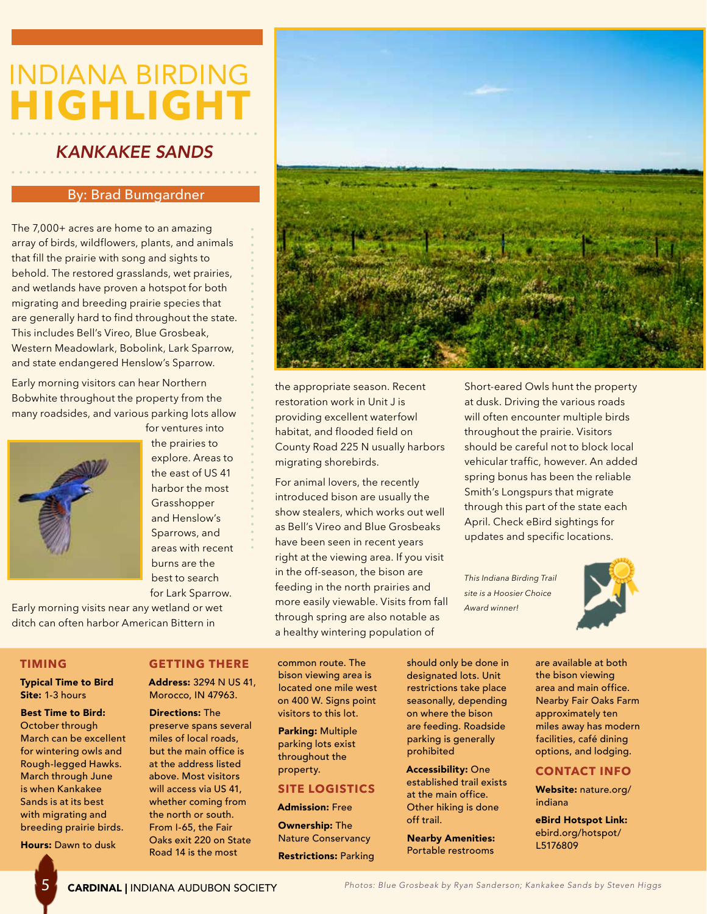# INDIANA BIRDING HIGHLIGHT

## *KANKAKEE SANDS*

By: Brad Bumgardner

The 7,000+ acres are home to an amazing array of birds, wildflowers, plants, and animals that fill the prairie with song and sights to behold. The restored grasslands, wet prairies, and wetlands have proven a hotspot for both migrating and breeding prairie species that are generally hard to find throughout the state. This includes Bell's Vireo, Blue Grosbeak, Western Meadowlark, Bobolink, Lark Sparrow, and state endangered Henslow's Sparrow.

Early morning visitors can hear Northern Bobwhite throughout the property from the many roadsides, and various parking lots allow for ventures into the prairies to explore. Areas to the east of US 41 harbor the most Grasshopper and Henslow's Sparrows, and areas with recent burns are the best to search for Lark Sparrow. Early morning visits near any wetland or wet ditch can often harbor American Bittern in the appropriate season. Recent restoration work in Unit J is providing excellent waterfowl habitat, and flooded field on County Road 225 N usually harbors migrating shorebirds.

For animal lovers, the recently introduced bison are usually the show stealers, which works out well as Bell's Vireo and Blue Grosbeaks have been seen in recent years right at the viewing area. If you visit in the off-season, the bison are feeding in the north prairies and more easily viewable. Visits from fall through spring are also notable as a healthy wintering population of Short-eared Owls hunt the property at dusk. Driving the various roads will often encounter multiple birds throughout the prairie. Visitors should be careful not to block local vehicular traffic, however. An added spring bonus has been the reliable Smith's Longspurs that migrate through this part of the state each April. Check eBird sightings for updates and specific locations.

*This Indiana Birding Trail site is a Hoosier Choice Award winner!*

### TIMING

**Typical Time to Bird Site:** 1-3 hours

**Best Time to Bird:** October through March can be excellent for wintering owls and Rough-legged Hawks. March through June is when Kankakee Sands is at its best with migrating and breeding prairie birds.

**Hours:** Dawn to dusk

### GETTING THERE

**Address:** 3294 N US 41, Morocco, IN 47963.

**Directions:** The preserve spans several miles of local roads, but the main office is at the address listed above. Most visitors will access via US 41, whether coming from the north or south. From I-65, the Fair Oaks exit 220 on State Road 14 is the most common route. The bison viewing area is located one mile west on 400 W. Signs point visitors to this lot.

**Parking:** Multiple parking lots exist throughout the property.

### SITE LOGISTICS

**Admission:** Free

**Ownership:** The Nature Conservancy

**Restrictions:** Parking should only be done in designated lots. Unit restrictions take place seasonally, depending on where the bison are feeding. Roadside parking is generally prohibited

**Accessibility:** One established trail exists at the main office. Other hiking is done off trail.

**Nearby Amenities:** Portable restrooms are available at both the bison viewing area and main office. Nearby Fair Oaks Farm approximately ten miles away has modern facilities, café dining options, and lodging.

### CONTACT INFO

**Website:** nature.org/indiana

**eBird Hotspot Link:** ebird.org/hotspot/L5176809

*Photos: Blue Grosbeak by Ryan Sanderson; Kankakee Sands by Steven Higgs*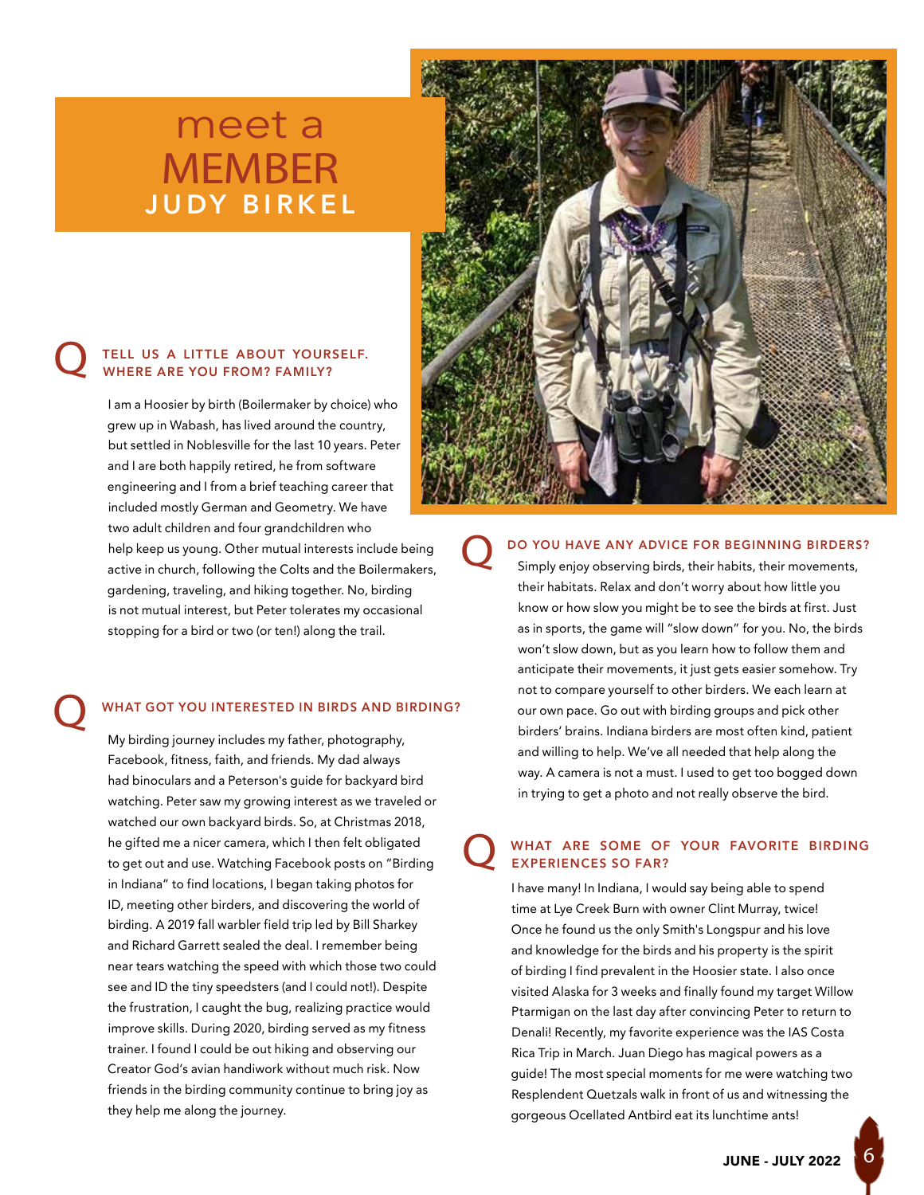# meet a MEMBER
## JUDY BIRKEL

### TELL US A LITTLE ABOUT YOURSELF. WHERE ARE YOU FROM? FAMILY?

I am a Hoosier by birth (Boilermaker by choice) who grew up in Wabash, has lived around the country, but settled in Noblesville for the last 10 years. Peter and I are both happily retired, he from software engineering and I from a brief teaching career that included mostly German and Geometry. We have two adult children and four grandchildren who help keep us young. Other mutual interests include being active in church, following the Colts and the Boilermakers, gardening, traveling, and hiking together. No, birding is not mutual interest, but Peter tolerates my occasional stopping for a bird or two (or ten!) along the trail.

### WHAT GOT YOU INTERESTED IN BIRDS AND BIRDING?

My birding journey includes my father, photography, Facebook, fitness, faith, and friends. My dad always had binoculars and a Peterson's guide for backyard bird watching. Peter saw my growing interest as we traveled or watched our own backyard birds. So, at Christmas 2018, he gifted me a nicer camera, which I then felt obligated to get out and use. Watching Facebook posts on "Birding in Indiana" to find locations, I began taking photos for ID, meeting other birders, and discovering the world of birding. A 2019 fall warbler field trip led by Bill Sharkey and Richard Garrett sealed the deal. I remember being near tears watching the speed with which those two could see and ID the tiny speedsters (and I could not!). Despite the frustration, I caught the bug, realizing practice would improve skills. During 2020, birding served as my fitness trainer. I found I could be out hiking and observing our Creator God's avian handiwork without much risk. Now friends in the birding community continue to bring joy as they help me along the journey.

### DO YOU HAVE ANY ADVICE FOR BEGINNING BIRDERS?

Simply enjoy observing birds, their habits, their movements, their habitats. Relax and don't worry about how little you know or how slow you might be to see the birds at first. Just as in sports, the game will "slow down" for you. No, the birds won't slow down, but as you learn how to follow them and anticipate their movements, it just gets easier somehow. Try not to compare yourself to other birders. We each learn at our own pace. Go out with birding groups and pick other birders' brains. Indiana birders are most often kind, patient and willing to help. We've all needed that help along the way. A camera is not a must. I used to get too bogged down in trying to get a photo and not really observe the bird.

### WHAT ARE SOME OF YOUR FAVORITE BIRDING EXPERIENCES SO FAR?

I have many! In Indiana, I would say being able to spend time at Lye Creek Burn with owner Clint Murray, twice! Once he found us the only Smith's Longspur and his love and knowledge for the birds and his property is the spirit of birding I find prevalent in the Hoosier state. I also once visited Alaska for 3 weeks and finally found my target Willow Ptarmigan on the last day after convincing Peter to return to Denali! Recently, my favorite experience was the IAS Costa Rica Trip in March. Juan Diego has magical powers as a guide! The most special moments for me were watching two Resplendent Quetzals walk in front of us and witnessing the gorgeous Ocellated Antbird eat its lunchtime ants!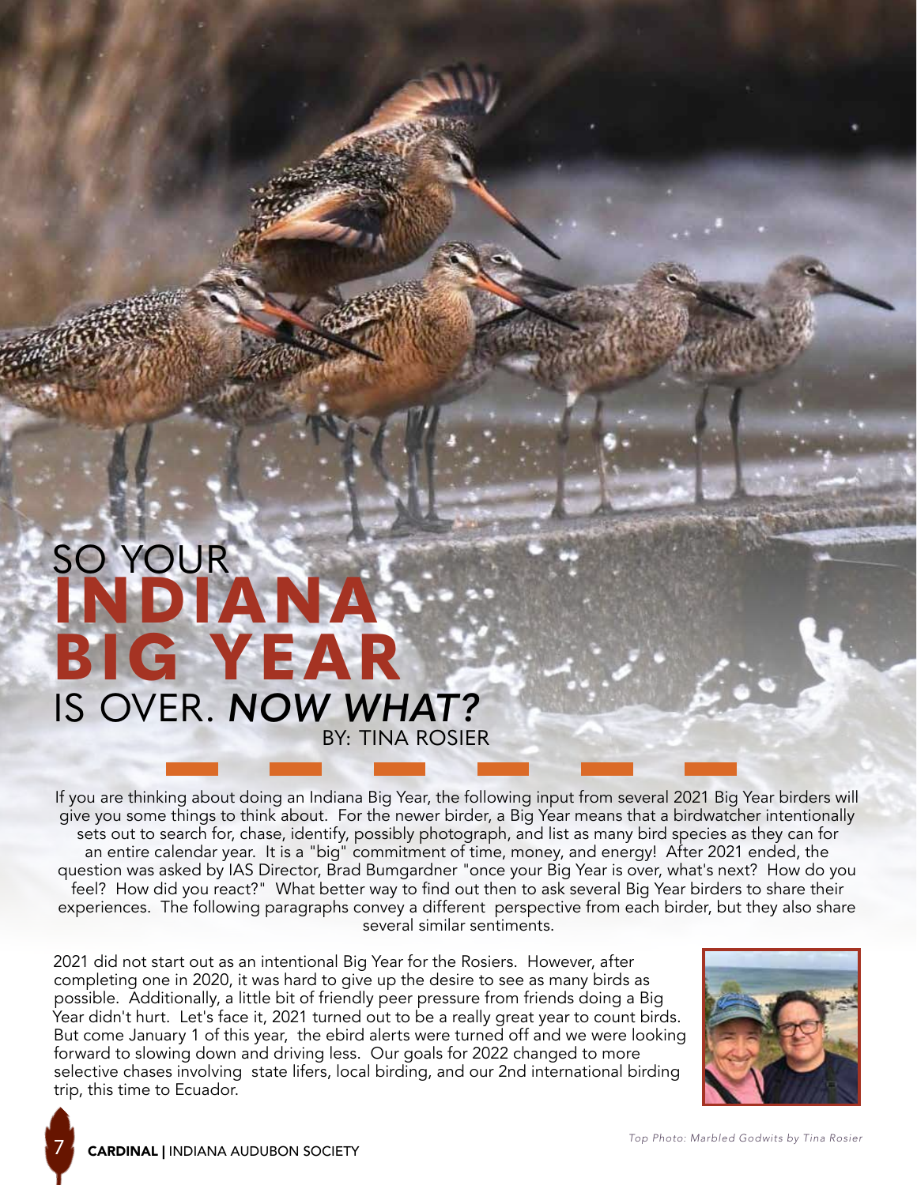# SO YOUR INDIANA BIG YEAR IS OVER. *NOW WHAT?*

BY: TINA ROSIER

If you are thinking about doing an Indiana Big Year, the following input from several 2021 Big Year birders will give you some things to think about. For the newer birder, a Big Year means that a birdwatcher intentionally sets out to search for, chase, identify, possibly photograph, and list as many bird species as they can for an entire calendar year. It is a "big" commitment of time, money, and energy! After 2021 ended, the question was asked by IAS Director, Brad Bumgardner "once your Big Year is over, what's next? How do you feel? How did you react?" What better way to find out then to ask several Big Year birders to share their experiences. The following paragraphs convey a different perspective from each birder, but they also share several similar sentiments.

2021 did not start out as an intentional Big Year for the Rosiers. However, after completing one in 2020, it was hard to give up the desire to see as many birds as possible. Additionally, a little bit of friendly peer pressure from friends doing a Big Year didn't hurt. Let's face it, 2021 turned out to be a really great year to count birds. But come January 1 of this year, the ebird alerts were turned off and we were looking forward to slowing down and driving less. Our goals for 2022 changed to more selective chases involving state lifers, local birding, and our 2nd international birding trip, this time to Ecuador.

*Top Photo: Marbled Godwits by Tina Rosier*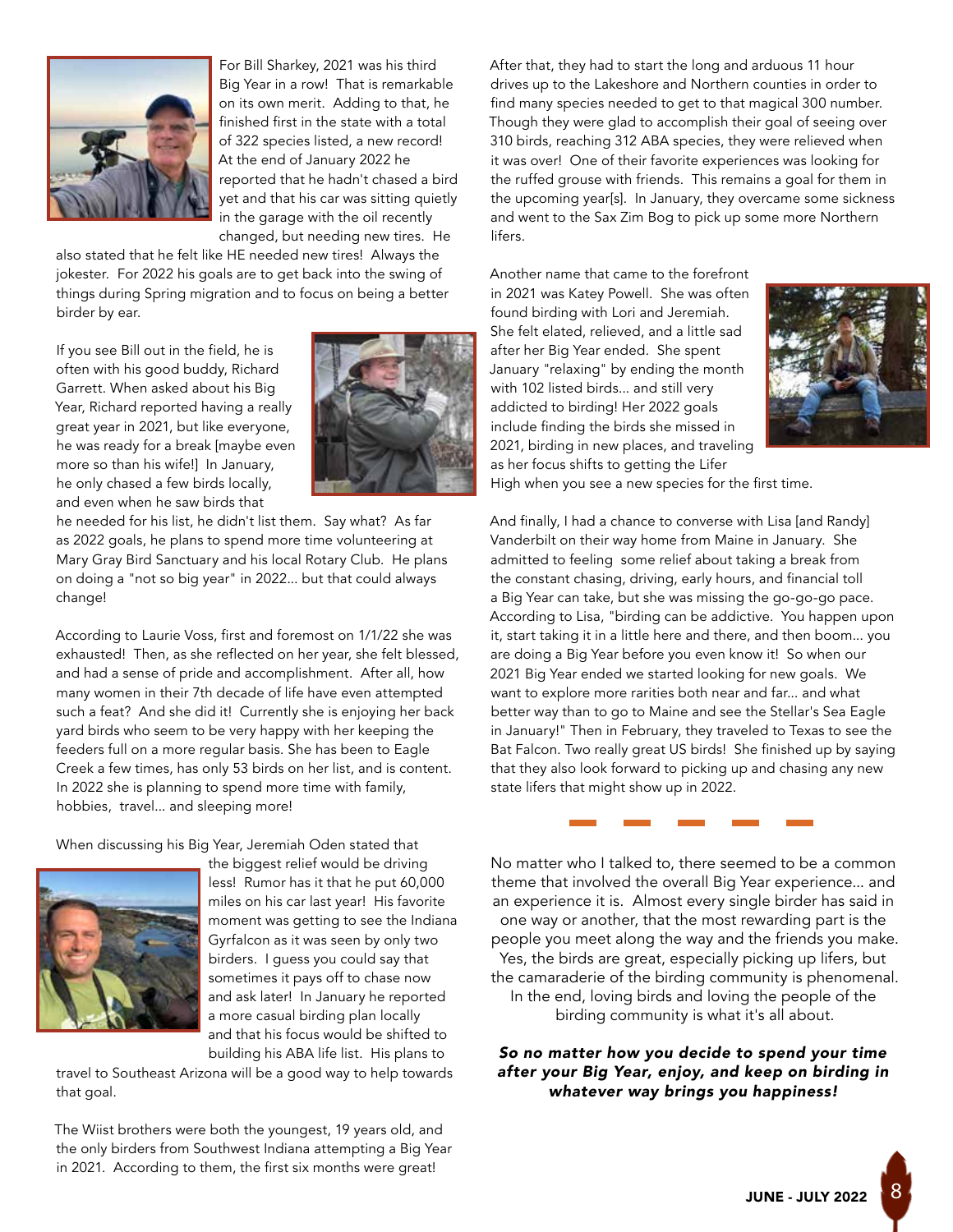For Bill Sharkey, 2021 was his third Big Year in a row! That is remarkable on its own merit. Adding to that, he finished first in the state with a total of 322 species listed, a new record! At the end of January 2022 he reported that he hadn't chased a bird yet and that his car was sitting quietly in the garage with the oil recently changed, but needing new tires. He also stated that he felt like HE needed new tires! Always the jokester. For 2022 his goals are to get back into the swing of things during Spring migration and to focus on being a better birder by ear.

If you see Bill out in the field, he is often with his good buddy, Richard Garrett. When asked about his Big Year, Richard reported having a really great year in 2021, but like everyone, he was ready for a break [maybe even more so than his wife!] In January, he only chased a few birds locally, and even when he saw birds that he needed for his list, he didn't list them. Say what? As far as 2022 goals, he plans to spend more time volunteering at Mary Gray Bird Sanctuary and his local Rotary Club. He plans on doing a "not so big year" in 2022... but that could always change!

According to Laurie Voss, first and foremost on 1/1/22 she was exhausted! Then, as she reflected on her year, she felt blessed, and had a sense of pride and accomplishment. After all, how many women in their 7th decade of life have even attempted such a feat? And she did it! Currently she is enjoying her back yard birds who seem to be very happy with her keeping the feeders full on a more regular basis. She has been to Eagle Creek a few times, has only 53 birds on her list, and is content. In 2022 she is planning to spend more time with family, hobbies, travel... and sleeping more!

When discussing his Big Year, Jeremiah Oden stated that the biggest relief would be driving less! Rumor has it that he put 60,000 miles on his car last year! His favorite moment was getting to see the Indiana Gyrfalcon as it was seen by only two birders. I guess you could say that sometimes it pays off to chase now and ask later! In January he reported a more casual birding plan locally and that his focus would be shifted to building his ABA life list. His plans to travel to Southeast Arizona will be a good way to help towards that goal.

The Wiist brothers were both the youngest, 19 years old, and the only birders from Southwest Indiana attempting a Big Year in 2021. According to them, the first six months were great! After that, they had to start the long and arduous 11 hour drives up to the Lakeshore and Northern counties in order to find many species needed to get to that magical 300 number. Though they were glad to accomplish their goal of seeing over 310 birds, reaching 312 ABA species, they were relieved when it was over! One of their favorite experiences was looking for the ruffed grouse with friends. This remains a goal for them in the upcoming year[s]. In January, they overcame some sickness and went to the Sax Zim Bog to pick up some more Northern lifers.

Another name that came to the forefront in 2021 was Katey Powell. She was often found birding with Lori and Jeremiah. She felt elated, relieved, and a little sad after her Big Year ended. She spent January "relaxing" by ending the month with 102 listed birds... and still very addicted to birding! Her 2022 goals include finding the birds she missed in 2021, birding in new places, and traveling as her focus shifts to getting the Lifer High when you see a new species for the first time.

And finally, I had a chance to converse with Lisa [and Randy] Vanderbilt on their way home from Maine in January. She admitted to feeling some relief about taking a break from the constant chasing, driving, early hours, and financial toll a Big Year can take, but she was missing the go-go-go pace. According to Lisa, "birding can be addictive. You happen upon it, start taking it in a little here and there, and then boom... you are doing a Big Year before you even know it! So when our 2021 Big Year ended we started looking for new goals. We want to explore more rarities both near and far... and what better way than to go to Maine and see the Stellar's Sea Eagle in January!" Then in February, they traveled to Texas to see the Bat Falcon. Two really great US birds! She finished up by saying that they also look forward to picking up and chasing any new state lifers that might show up in 2022.

---

No matter who I talked to, there seemed to be a common theme that involved the overall Big Year experience... and an experience it is. Almost every single birder has said in one way or another, that the most rewarding part is the people you meet along the way and the friends you make. Yes, the birds are great, especially picking up lifers, but the camaraderie of the birding community is phenomenal. In the end, loving birds and loving the people of the birding community is what it's all about.

***So no matter how you decide to spend your time after your Big Year, enjoy, and keep on birding in whatever way brings you happiness!***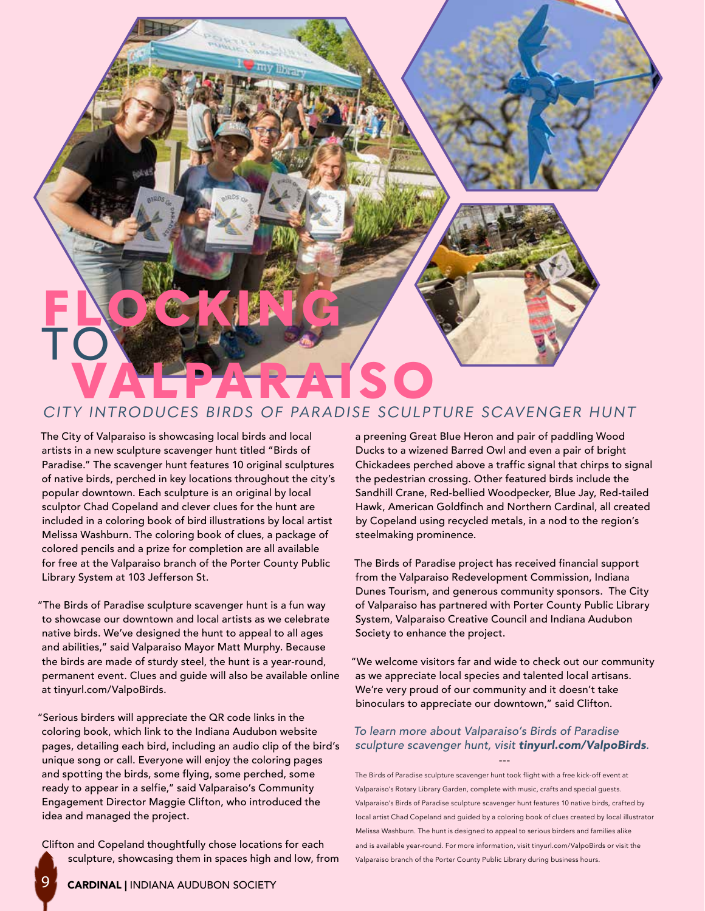# FLOCKING TO VALPARAISO

## *CITY INTRODUCES BIRDS OF PARADISE SCULPTURE SCAVENGER HUNT*

The City of Valparaiso is showcasing local birds and local artists in a new sculpture scavenger hunt titled "Birds of Paradise." The scavenger hunt features 10 original sculptures of native birds, perched in key locations throughout the city's popular downtown. Each sculpture is an original by local sculptor Chad Copeland and clever clues for the hunt are included in a coloring book of bird illustrations by local artist Melissa Washburn. The coloring book of clues, a package of colored pencils and a prize for completion are all available for free at the Valparaiso branch of the Porter County Public Library System at 103 Jefferson St.

"The Birds of Paradise sculpture scavenger hunt is a fun way to showcase our downtown and local artists as we celebrate native birds. We've designed the hunt to appeal to all ages and abilities," said Valparaiso Mayor Matt Murphy. Because the birds are made of sturdy steel, the hunt is a year-round, permanent event. Clues and guide will also be available online at tinyurl.com/ValpoBirds.

"Serious birders will appreciate the QR code links in the coloring book, which link to the Indiana Audubon website pages, detailing each bird, including an audio clip of the bird's unique song or call. Everyone will enjoy the coloring pages and spotting the birds, some flying, some perched, some ready to appear in a selfie," said Valparaiso's Community Engagement Director Maggie Clifton, who introduced the idea and managed the project.

Clifton and Copeland thoughtfully chose locations for each sculpture, showcasing them in spaces high and low, from a preening Great Blue Heron and pair of paddling Wood Ducks to a wizened Barred Owl and even a pair of bright Chickadees perched above a traffic signal that chirps to signal the pedestrian crossing. Other featured birds include the Sandhill Crane, Red-bellied Woodpecker, Blue Jay, Red-tailed Hawk, American Goldfinch and Northern Cardinal, all created by Copeland using recycled metals, in a nod to the region's steelmaking prominence.

The Birds of Paradise project has received financial support from the Valparaiso Redevelopment Commission, Indiana Dunes Tourism, and generous community sponsors. The City of Valparaiso has partnered with Porter County Public Library System, Valparaiso Creative Council and Indiana Audubon Society to enhance the project.

"We welcome visitors far and wide to check out our community as we appreciate local species and talented local artisans. We're very proud of our community and it doesn't take binoculars to appreciate our downtown," said Clifton.

*To learn more about Valparaiso's Birds of Paradise sculpture scavenger hunt, visit* ***tinyurl.com/ValpoBirds****.*

---

The Birds of Paradise sculpture scavenger hunt took flight with a free kick-off event at Valparaiso's Rotary Library Garden, complete with music, crafts and special guests. Valparaiso's Birds of Paradise sculpture scavenger hunt features 10 native birds, crafted by local artist Chad Copeland and guided by a coloring book of clues created by local illustrator Melissa Washburn. The hunt is designed to appeal to serious birders and families alike and is available year-round. For more information, visit tinyurl.com/ValpoBirds or visit the Valparaiso branch of the Porter County Public Library during business hours.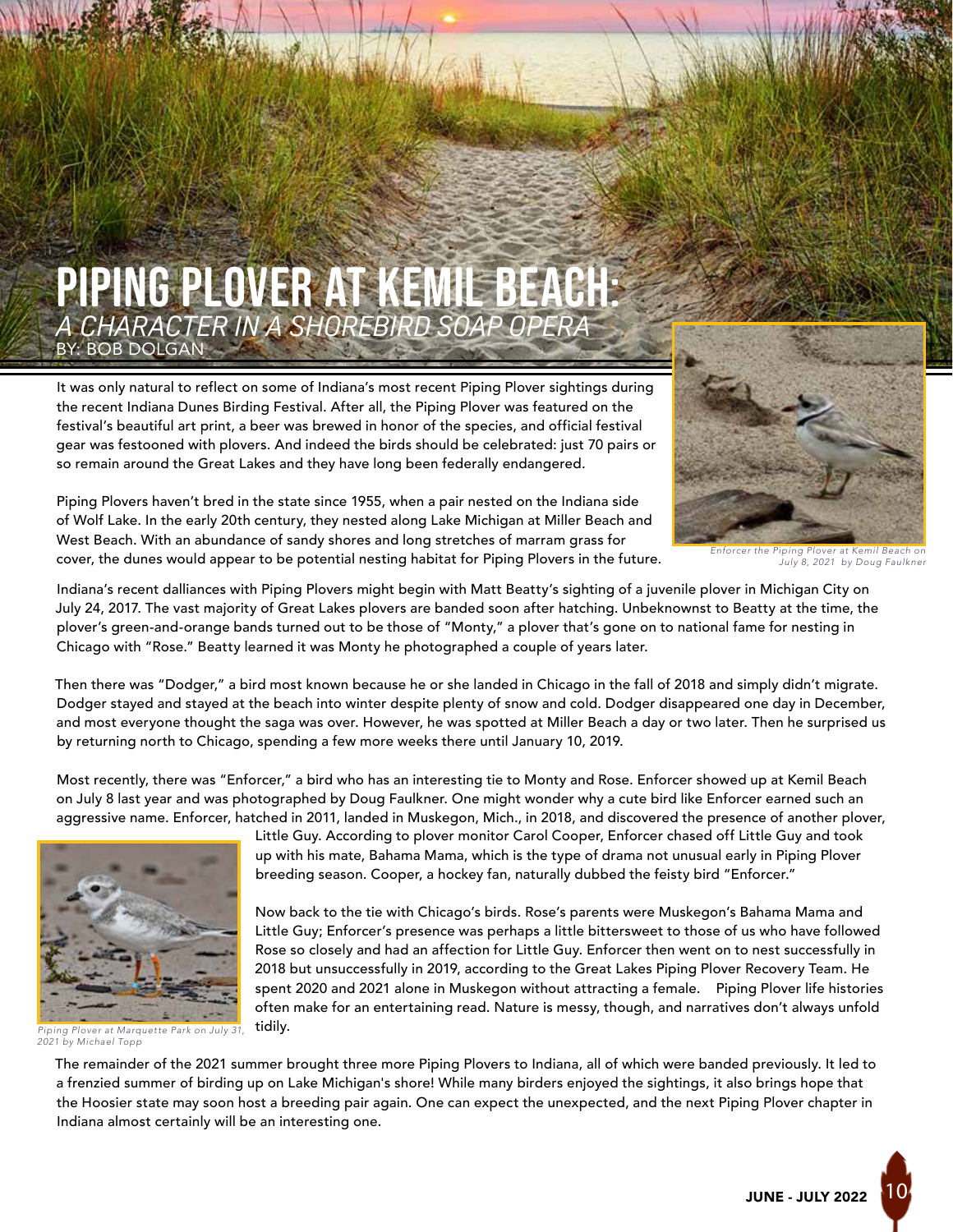# PIPING PLOVER AT KEMIL BEACH:

*A CHARACTER IN A SHOREBIRD SOAP OPERA*

BY: BOB DOLGAN

It was only natural to reflect on some of Indiana's most recent Piping Plover sightings during the recent Indiana Dunes Birding Festival. After all, the Piping Plover was featured on the festival's beautiful art print, a beer was brewed in honor of the species, and official festival gear was festooned with plovers. And indeed the birds should be celebrated: just 70 pairs or so remain around the Great Lakes and they have long been federally endangered.

Piping Plovers haven't bred in the state since 1955, when a pair nested on the Indiana side of Wolf Lake. In the early 20th century, they nested along Lake Michigan at Miller Beach and West Beach. With an abundance of sandy shores and long stretches of marram grass for cover, the dunes would appear to be potential nesting habitat for Piping Plovers in the future.

*Enforcer the Piping Plover at Kemil Beach on July 8, 2021 by Doug Faulkner*

Indiana's recent dalliances with Piping Plovers might begin with Matt Beatty's sighting of a juvenile plover in Michigan City on July 24, 2017. The vast majority of Great Lakes plovers are banded soon after hatching. Unbeknownst to Beatty at the time, the plover's green-and-orange bands turned out to be those of "Monty," a plover that's gone on to national fame for nesting in Chicago with "Rose." Beatty learned it was Monty he photographed a couple of years later.

Then there was "Dodger," a bird most known because he or she landed in Chicago in the fall of 2018 and simply didn't migrate. Dodger stayed and stayed at the beach into winter despite plenty of snow and cold. Dodger disappeared one day in December, and most everyone thought the saga was over. However, he was spotted at Miller Beach a day or two later. Then he surprised us by returning north to Chicago, spending a few more weeks there until January 10, 2019.

Most recently, there was "Enforcer," a bird who has an interesting tie to Monty and Rose. Enforcer showed up at Kemil Beach on July 8 last year and was photographed by Doug Faulkner. One might wonder why a cute bird like Enforcer earned such an aggressive name. Enforcer, hatched in 2011, landed in Muskegon, Mich., in 2018, and discovered the presence of another plover, Little Guy. According to plover monitor Carol Cooper, Enforcer chased off Little Guy and took up with his mate, Bahama Mama, which is the type of drama not unusual early in Piping Plover breeding season. Cooper, a hockey fan, naturally dubbed the feisty bird "Enforcer."

Now back to the tie with Chicago's birds. Rose's parents were Muskegon's Bahama Mama and Little Guy; Enforcer's presence was perhaps a little bittersweet to those of us who have followed Rose so closely and had an affection for Little Guy. Enforcer then went on to nest successfully in 2018 but unsuccessfully in 2019, according to the Great Lakes Piping Plover Recovery Team. He spent 2020 and 2021 alone in Muskegon without attracting a female. Piping Plover life histories often make for an entertaining read. Nature is messy, though, and narratives don't always unfold tidily.

*Piping Plover at Marquette Park on July 31, 2021 by Michael Topp*

The remainder of the 2021 summer brought three more Piping Plovers to Indiana, all of which were banded previously. It led to a frenzied summer of birding up on Lake Michigan's shore! While many birders enjoyed the sightings, it also brings hope that the Hoosier state may soon host a breeding pair again. One can expect the unexpected, and the next Piping Plover chapter in Indiana almost certainly will be an interesting one.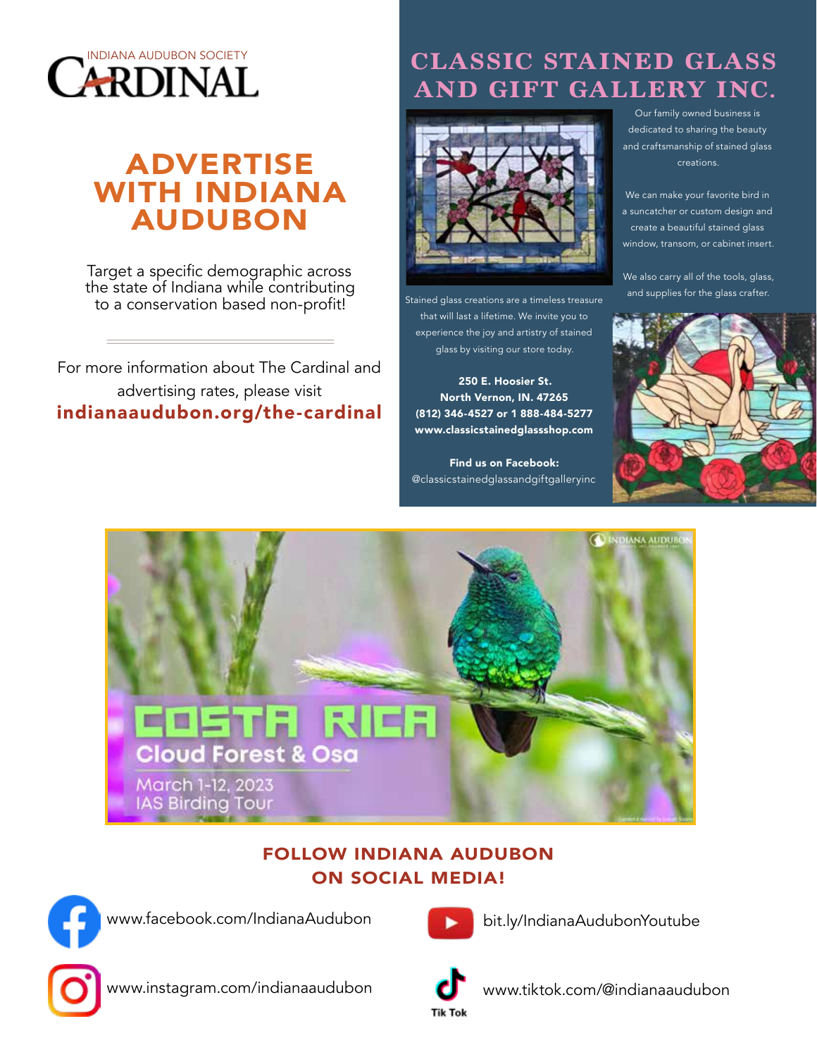INDIANA AUDUBON SOCIETY

CARDINAL

## ADVERTISE WITH INDIANA AUDUBON

Target a specific demographic across the state of Indiana while contributing to a conservation based non-profit!

For more information about The Cardinal and advertising rates, please visit **indianaaudubon.org/the-cardinal**

## CLASSIC STAINED GLASS AND GIFT GALLERY INC.

Our family owned business is dedicated to sharing the beauty and craftsmanship of stained glass creations.

We can make your favorite bird in a suncatcher or custom design and create a beautiful stained glass window, transom, or cabinet insert.

We also carry all of the tools, glass, and supplies for the glass crafter.

Stained glass creations are a timeless treasure that will last a lifetime. We invite you to experience the joy and artistry of stained glass by visiting our store today.

**250 E. Hoosier St.**
**North Vernon, IN. 47265**
**(812) 346-4527 or 1 888-484-5277**
**www.classicstainedglassshop.com**

**Find us on Facebook:**
@classicstainedglassandgiftgalleryinc

COSTA RICA
Cloud Forest & Osa
March 1-12, 2023
IAS Birding Tour

## FOLLOW INDIANA AUDUBON ON SOCIAL MEDIA!

www.facebook.com/IndianaAudubon

bit.ly/IndianaAudubonYoutube

www.instagram.com/indianaaudubon

www.tiktok.com/@indianaaudubon